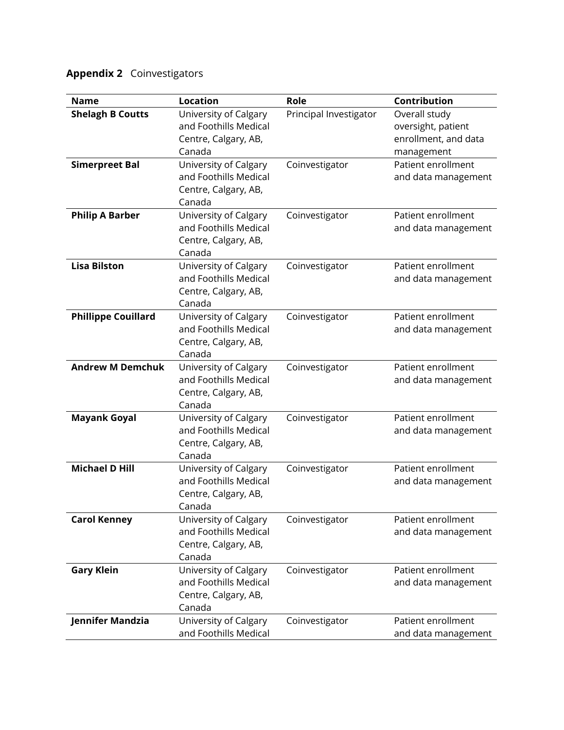**Appendix 2** Coinvestigators

| Name | Location | Role | Contribution |
|---|---|---|---|
| **Shelagh B Coutts** | University of Calgary and Foothills Medical Centre, Calgary, AB, Canada | Principal Investigator | Overall study oversight, patient enrollment, and data management |
| **Simerpreet Bal** | University of Calgary and Foothills Medical Centre, Calgary, AB, Canada | Coinvestigator | Patient enrollment and data management |
| **Philip A Barber** | University of Calgary and Foothills Medical Centre, Calgary, AB, Canada | Coinvestigator | Patient enrollment and data management |
| **Lisa Bilston** | University of Calgary and Foothills Medical Centre, Calgary, AB, Canada | Coinvestigator | Patient enrollment and data management |
| **Phillippe Couillard** | University of Calgary and Foothills Medical Centre, Calgary, AB, Canada | Coinvestigator | Patient enrollment and data management |
| **Andrew M Demchuk** | University of Calgary and Foothills Medical Centre, Calgary, AB, Canada | Coinvestigator | Patient enrollment and data management |
| **Mayank Goyal** | University of Calgary and Foothills Medical Centre, Calgary, AB, Canada | Coinvestigator | Patient enrollment and data management |
| **Michael D Hill** | University of Calgary and Foothills Medical Centre, Calgary, AB, Canada | Coinvestigator | Patient enrollment and data management |
| **Carol Kenney** | University of Calgary and Foothills Medical Centre, Calgary, AB, Canada | Coinvestigator | Patient enrollment and data management |
| **Gary Klein** | University of Calgary and Foothills Medical Centre, Calgary, AB, Canada | Coinvestigator | Patient enrollment and data management |
| **Jennifer Mandzia** | University of Calgary and Foothills Medical | Coinvestigator | Patient enrollment and data management |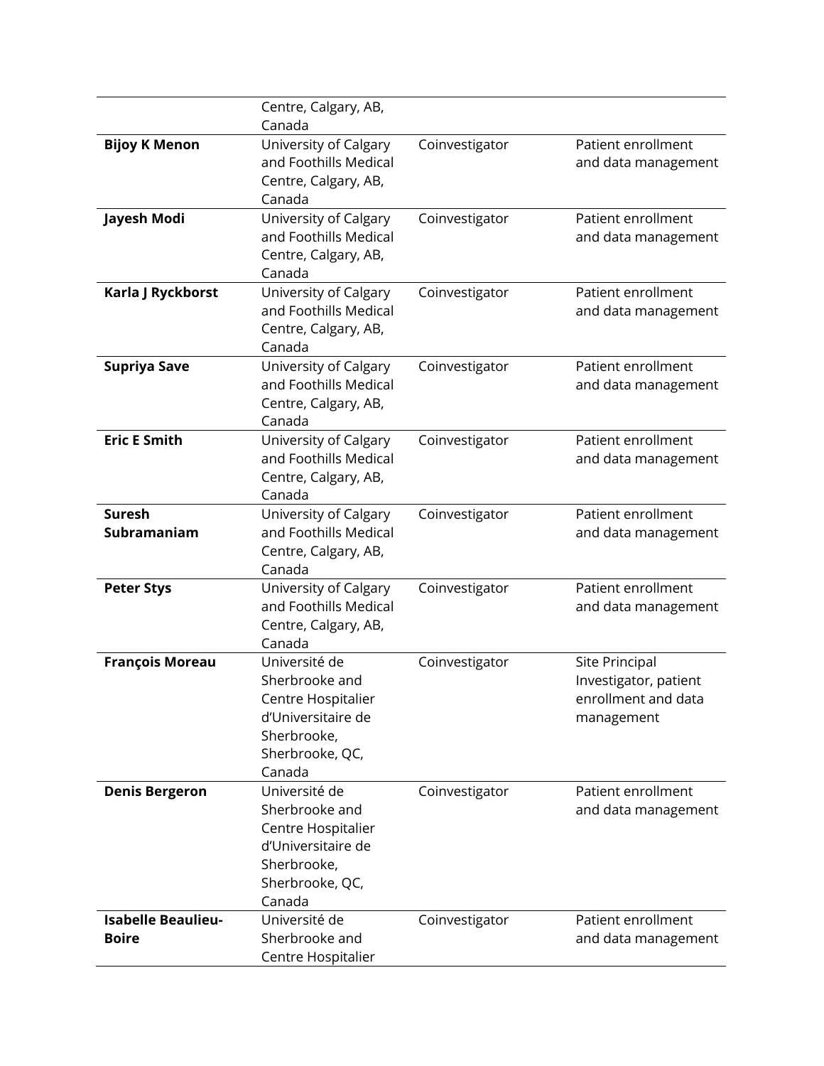| | | | |
|---|---|---|---|
| | Centre, Calgary, AB, Canada | | |
| **Bijoy K Menon** | University of Calgary and Foothills Medical Centre, Calgary, AB, Canada | Coinvestigator | Patient enrollment and data management |
| **Jayesh Modi** | University of Calgary and Foothills Medical Centre, Calgary, AB, Canada | Coinvestigator | Patient enrollment and data management |
| **Karla J Ryckborst** | University of Calgary and Foothills Medical Centre, Calgary, AB, Canada | Coinvestigator | Patient enrollment and data management |
| **Supriya Save** | University of Calgary and Foothills Medical Centre, Calgary, AB, Canada | Coinvestigator | Patient enrollment and data management |
| **Eric E Smith** | University of Calgary and Foothills Medical Centre, Calgary, AB, Canada | Coinvestigator | Patient enrollment and data management |
| **Suresh Subramaniam** | University of Calgary and Foothills Medical Centre, Calgary, AB, Canada | Coinvestigator | Patient enrollment and data management |
| **Peter Stys** | University of Calgary and Foothills Medical Centre, Calgary, AB, Canada | Coinvestigator | Patient enrollment and data management |
| **François Moreau** | Université de Sherbrooke and Centre Hospitalier d'Universitaire de Sherbrooke, Sherbrooke, QC, Canada | Coinvestigator | Site Principal Investigator, patient enrollment and data management |
| **Denis Bergeron** | Université de Sherbrooke and Centre Hospitalier d'Universitaire de Sherbrooke, Sherbrooke, QC, Canada | Coinvestigator | Patient enrollment and data management |
| **Isabelle Beaulieu-Boire** | Université de Sherbrooke and Centre Hospitalier | Coinvestigator | Patient enrollment and data management |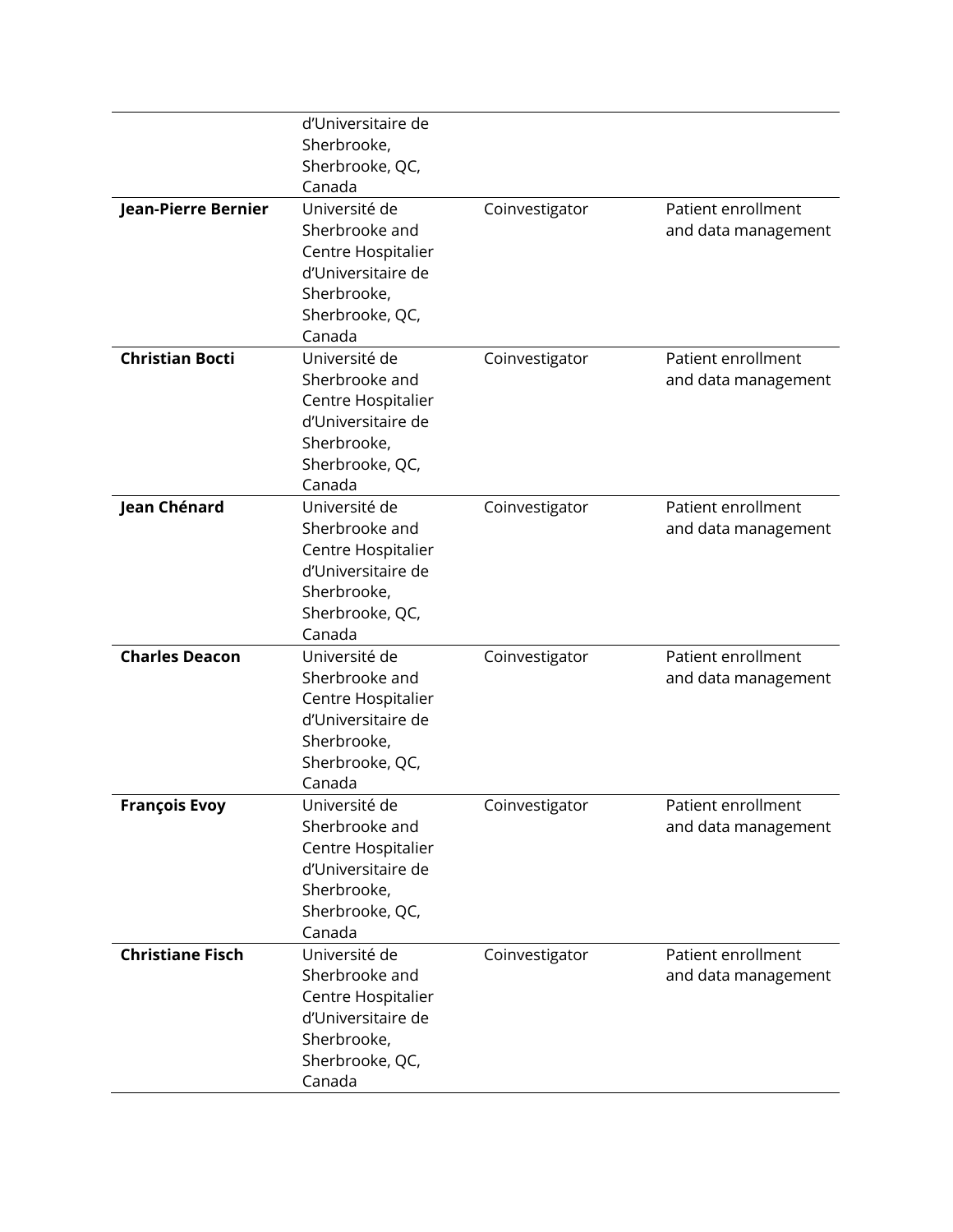| | | | |
|---|---|---|---|
| | d'Universitaire de Sherbrooke, Sherbrooke, QC, Canada | | |
| **Jean-Pierre Bernier** | Université de Sherbrooke and Centre Hospitalier d'Universitaire de Sherbrooke, Sherbrooke, QC, Canada | Coinvestigator | Patient enrollment and data management |
| **Christian Bocti** | Université de Sherbrooke and Centre Hospitalier d'Universitaire de Sherbrooke, Sherbrooke, QC, Canada | Coinvestigator | Patient enrollment and data management |
| **Jean Chénard** | Université de Sherbrooke and Centre Hospitalier d'Universitaire de Sherbrooke, Sherbrooke, QC, Canada | Coinvestigator | Patient enrollment and data management |
| **Charles Deacon** | Université de Sherbrooke and Centre Hospitalier d'Universitaire de Sherbrooke, Sherbrooke, QC, Canada | Coinvestigator | Patient enrollment and data management |
| **François Evoy** | Université de Sherbrooke and Centre Hospitalier d'Universitaire de Sherbrooke, Sherbrooke, QC, Canada | Coinvestigator | Patient enrollment and data management |
| **Christiane Fisch** | Université de Sherbrooke and Centre Hospitalier d'Universitaire de Sherbrooke, Sherbrooke, QC, Canada | Coinvestigator | Patient enrollment and data management |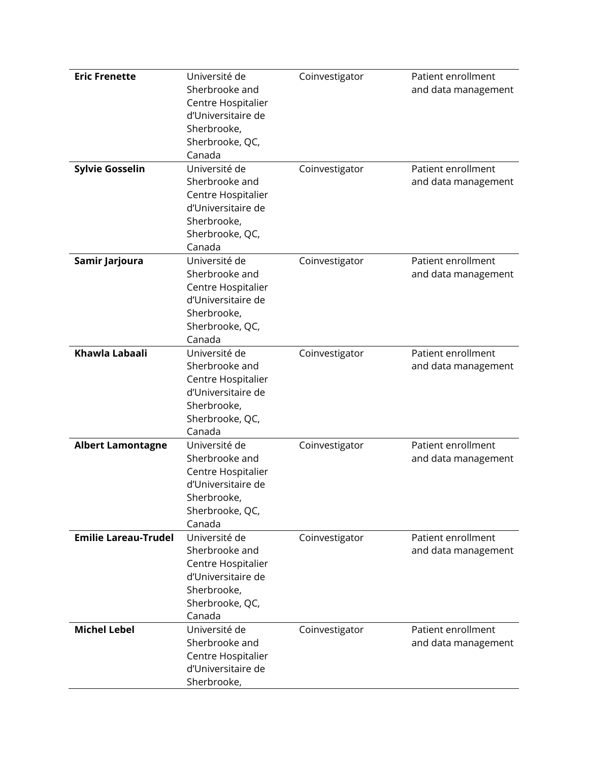| | | | |
|---|---|---|---|
| **Eric Frenette** | Université de Sherbrooke and Centre Hospitalier d'Universitaire de Sherbrooke, Sherbrooke, QC, Canada | Coinvestigator | Patient enrollment and data management |
| **Sylvie Gosselin** | Université de Sherbrooke and Centre Hospitalier d'Universitaire de Sherbrooke, Sherbrooke, QC, Canada | Coinvestigator | Patient enrollment and data management |
| **Samir Jarjoura** | Université de Sherbrooke and Centre Hospitalier d'Universitaire de Sherbrooke, Sherbrooke, QC, Canada | Coinvestigator | Patient enrollment and data management |
| **Khawla Labaali** | Université de Sherbrooke and Centre Hospitalier d'Universitaire de Sherbrooke, Sherbrooke, QC, Canada | Coinvestigator | Patient enrollment and data management |
| **Albert Lamontagne** | Université de Sherbrooke and Centre Hospitalier d'Universitaire de Sherbrooke, Sherbrooke, QC, Canada | Coinvestigator | Patient enrollment and data management |
| **Emilie Lareau-Trudel** | Université de Sherbrooke and Centre Hospitalier d'Universitaire de Sherbrooke, Sherbrooke, QC, Canada | Coinvestigator | Patient enrollment and data management |
| **Michel Lebel** | Université de Sherbrooke and Centre Hospitalier d'Universitaire de Sherbrooke, | Coinvestigator | Patient enrollment and data management |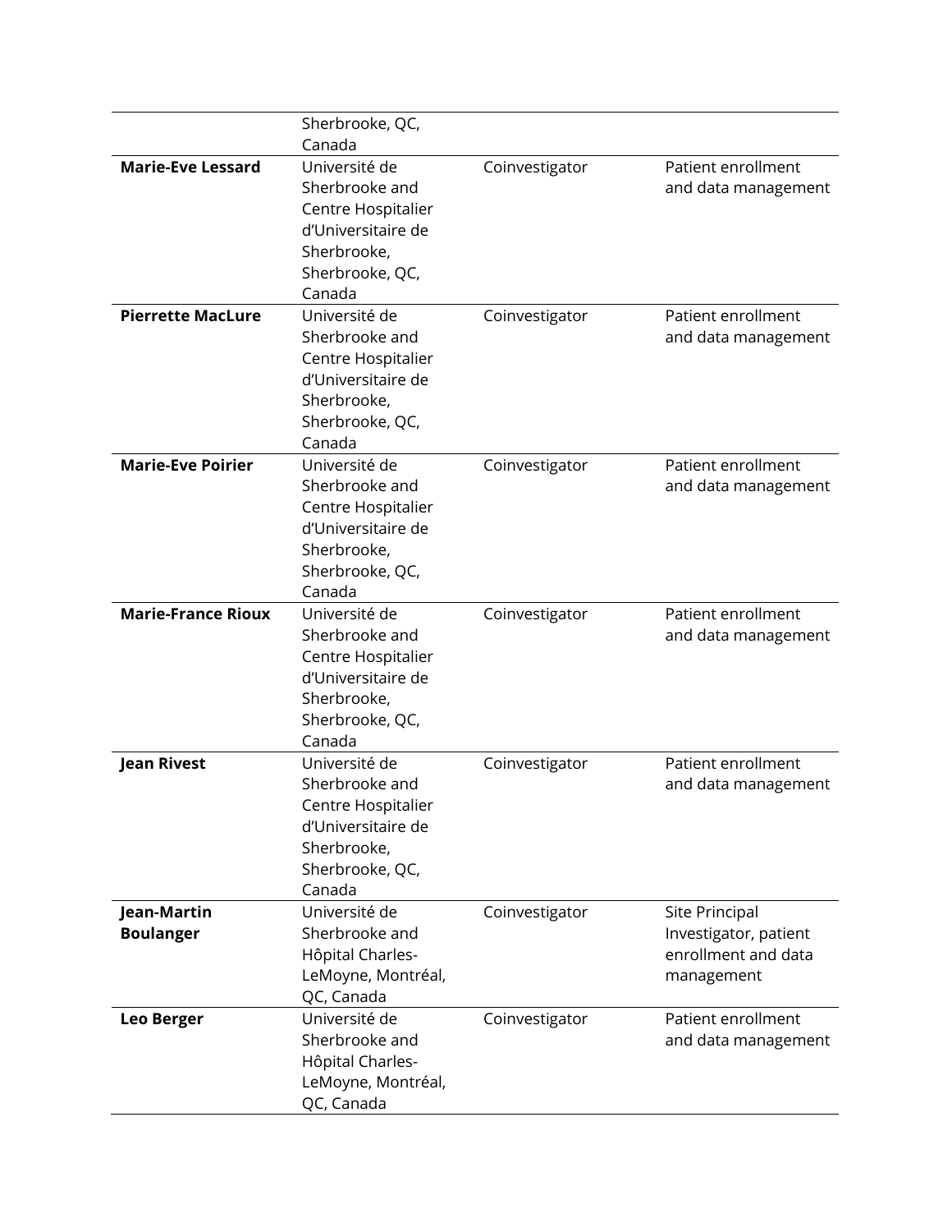| | | | |
|---|---|---|---|
| | Sherbrooke, QC, Canada | | |
| **Marie-Eve Lessard** | Université de Sherbrooke and Centre Hospitalier d'Universitaire de Sherbrooke, Sherbrooke, QC, Canada | Coinvestigator | Patient enrollment and data management |
| **Pierrette MacLure** | Université de Sherbrooke and Centre Hospitalier d'Universitaire de Sherbrooke, Sherbrooke, QC, Canada | Coinvestigator | Patient enrollment and data management |
| **Marie-Eve Poirier** | Université de Sherbrooke and Centre Hospitalier d'Universitaire de Sherbrooke, Sherbrooke, QC, Canada | Coinvestigator | Patient enrollment and data management |
| **Marie-France Rioux** | Université de Sherbrooke and Centre Hospitalier d'Universitaire de Sherbrooke, Sherbrooke, QC, Canada | Coinvestigator | Patient enrollment and data management |
| **Jean Rivest** | Université de Sherbrooke and Centre Hospitalier d'Universitaire de Sherbrooke, Sherbrooke, QC, Canada | Coinvestigator | Patient enrollment and data management |
| **Jean-Martin Boulanger** | Université de Sherbrooke and Hôpital Charles-LeMoyne, Montréal, QC, Canada | Coinvestigator | Site Principal Investigator, patient enrollment and data management |
| **Leo Berger** | Université de Sherbrooke and Hôpital Charles-LeMoyne, Montréal, QC, Canada | Coinvestigator | Patient enrollment and data management |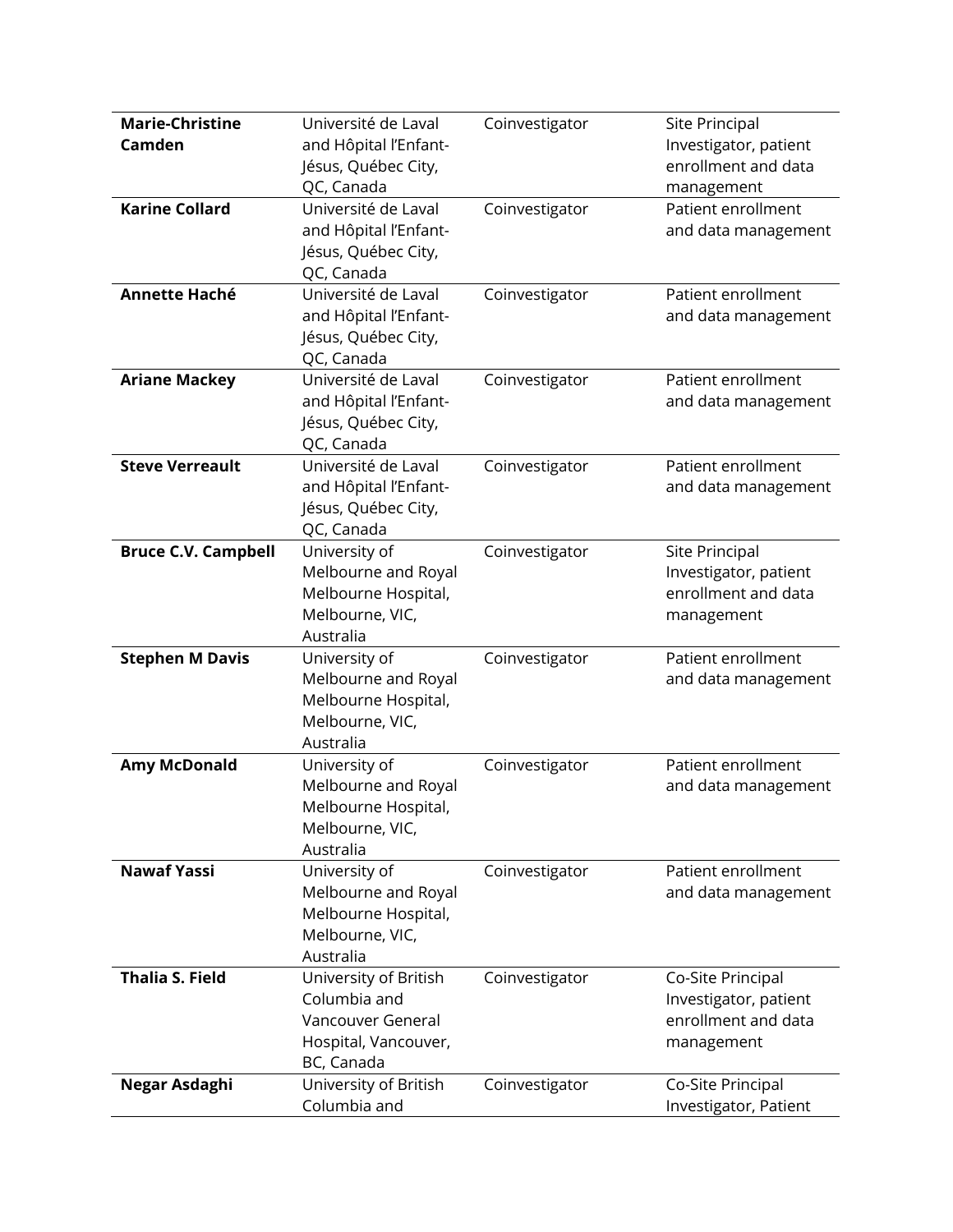| **Marie-Christine Camden** | Université de Laval and Hôpital l'Enfant-Jésus, Québec City, QC, Canada | Coinvestigator | Site Principal Investigator, patient enrollment and data management |
|---|---|---|---|
| **Karine Collard** | Université de Laval and Hôpital l'Enfant-Jésus, Québec City, QC, Canada | Coinvestigator | Patient enrollment and data management |
| **Annette Haché** | Université de Laval and Hôpital l'Enfant-Jésus, Québec City, QC, Canada | Coinvestigator | Patient enrollment and data management |
| **Ariane Mackey** | Université de Laval and Hôpital l'Enfant-Jésus, Québec City, QC, Canada | Coinvestigator | Patient enrollment and data management |
| **Steve Verreault** | Université de Laval and Hôpital l'Enfant-Jésus, Québec City, QC, Canada | Coinvestigator | Patient enrollment and data management |
| **Bruce C.V. Campbell** | University of Melbourne and Royal Melbourne Hospital, Melbourne, VIC, Australia | Coinvestigator | Site Principal Investigator, patient enrollment and data management |
| **Stephen M Davis** | University of Melbourne and Royal Melbourne Hospital, Melbourne, VIC, Australia | Coinvestigator | Patient enrollment and data management |
| **Amy McDonald** | University of Melbourne and Royal Melbourne Hospital, Melbourne, VIC, Australia | Coinvestigator | Patient enrollment and data management |
| **Nawaf Yassi** | University of Melbourne and Royal Melbourne Hospital, Melbourne, VIC, Australia | Coinvestigator | Patient enrollment and data management |
| **Thalia S. Field** | University of British Columbia and Vancouver General Hospital, Vancouver, BC, Canada | Coinvestigator | Co-Site Principal Investigator, patient enrollment and data management |
| **Negar Asdaghi** | University of British Columbia and | Coinvestigator | Co-Site Principal Investigator, Patient |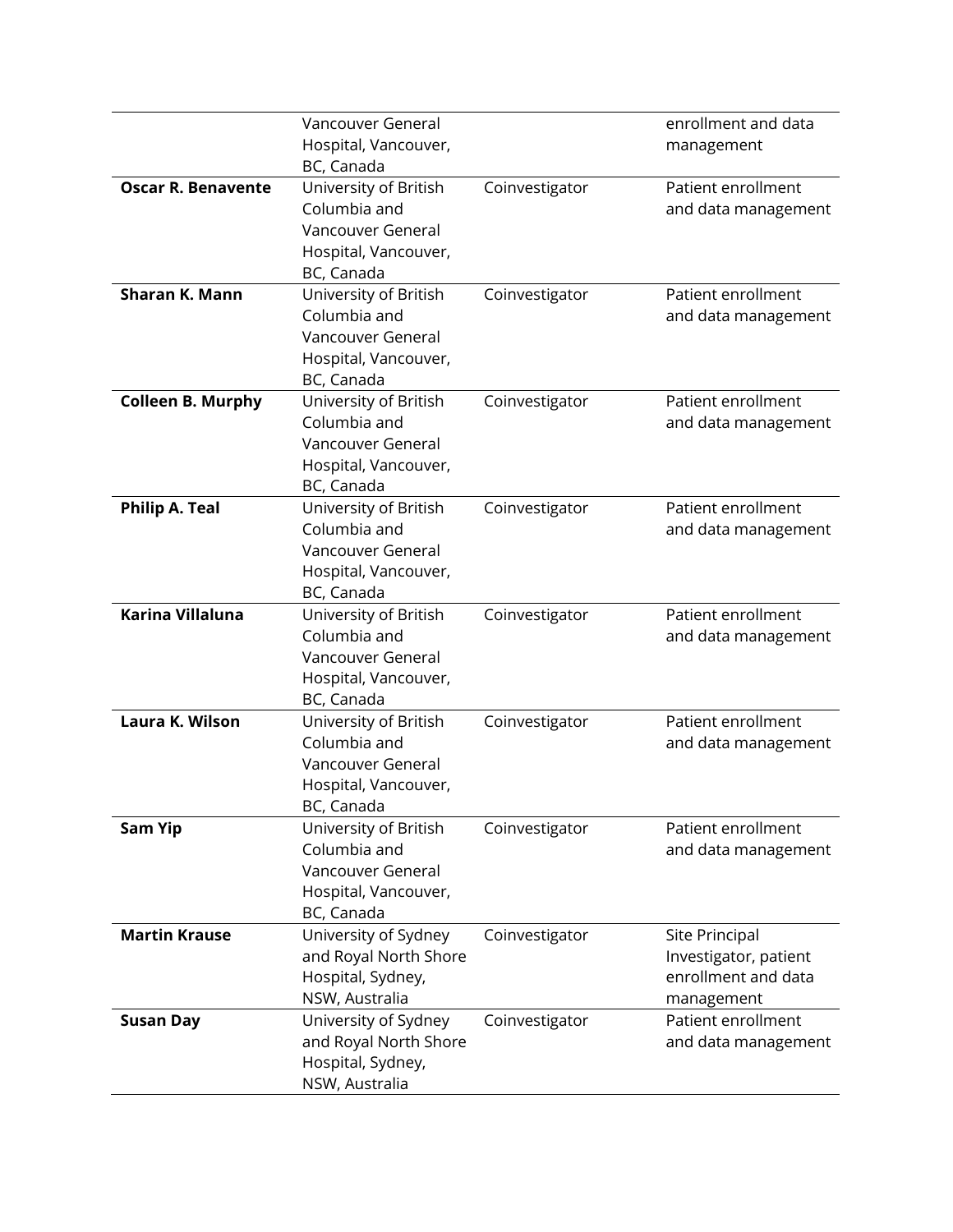| | | | |
|---|---|---|---|
| | Vancouver General Hospital, Vancouver, BC, Canada | | enrollment and data management |
| **Oscar R. Benavente** | University of British Columbia and Vancouver General Hospital, Vancouver, BC, Canada | Coinvestigator | Patient enrollment and data management |
| **Sharan K. Mann** | University of British Columbia and Vancouver General Hospital, Vancouver, BC, Canada | Coinvestigator | Patient enrollment and data management |
| **Colleen B. Murphy** | University of British Columbia and Vancouver General Hospital, Vancouver, BC, Canada | Coinvestigator | Patient enrollment and data management |
| **Philip A. Teal** | University of British Columbia and Vancouver General Hospital, Vancouver, BC, Canada | Coinvestigator | Patient enrollment and data management |
| **Karina Villaluna** | University of British Columbia and Vancouver General Hospital, Vancouver, BC, Canada | Coinvestigator | Patient enrollment and data management |
| **Laura K. Wilson** | University of British Columbia and Vancouver General Hospital, Vancouver, BC, Canada | Coinvestigator | Patient enrollment and data management |
| **Sam Yip** | University of British Columbia and Vancouver General Hospital, Vancouver, BC, Canada | Coinvestigator | Patient enrollment and data management |
| **Martin Krause** | University of Sydney and Royal North Shore Hospital, Sydney, NSW, Australia | Coinvestigator | Site Principal Investigator, patient enrollment and data management |
| **Susan Day** | University of Sydney and Royal North Shore Hospital, Sydney, NSW, Australia | Coinvestigator | Patient enrollment and data management |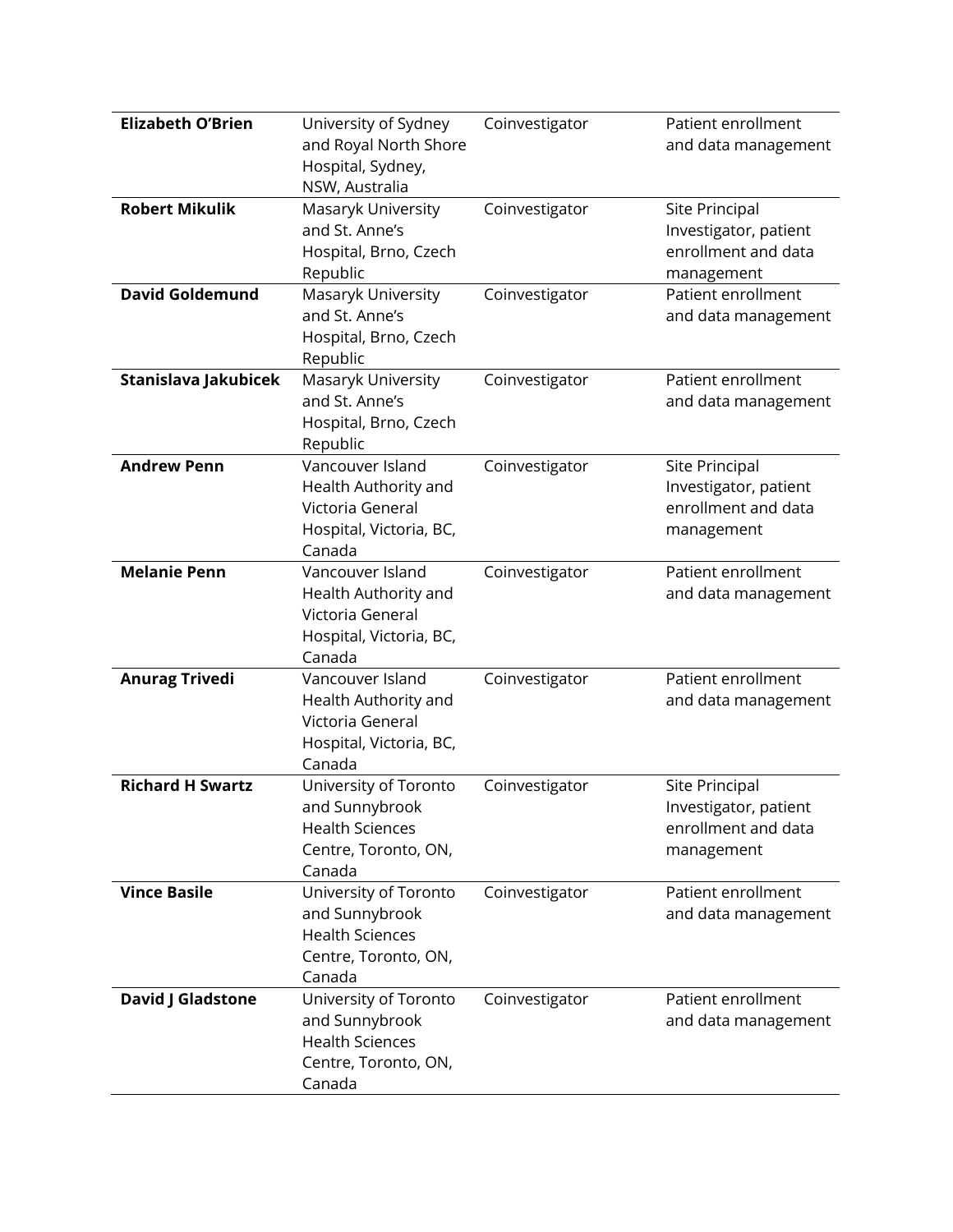| **Elizabeth O'Brien** | University of Sydney and Royal North Shore Hospital, Sydney, NSW, Australia | Coinvestigator | Patient enrollment and data management |
|---|---|---|---|
| **Robert Mikulik** | Masaryk University and St. Anne's Hospital, Brno, Czech Republic | Coinvestigator | Site Principal Investigator, patient enrollment and data management |
| **David Goldemund** | Masaryk University and St. Anne's Hospital, Brno, Czech Republic | Coinvestigator | Patient enrollment and data management |
| **Stanislava Jakubicek** | Masaryk University and St. Anne's Hospital, Brno, Czech Republic | Coinvestigator | Patient enrollment and data management |
| **Andrew Penn** | Vancouver Island Health Authority and Victoria General Hospital, Victoria, BC, Canada | Coinvestigator | Site Principal Investigator, patient enrollment and data management |
| **Melanie Penn** | Vancouver Island Health Authority and Victoria General Hospital, Victoria, BC, Canada | Coinvestigator | Patient enrollment and data management |
| **Anurag Trivedi** | Vancouver Island Health Authority and Victoria General Hospital, Victoria, BC, Canada | Coinvestigator | Patient enrollment and data management |
| **Richard H Swartz** | University of Toronto and Sunnybrook Health Sciences Centre, Toronto, ON, Canada | Coinvestigator | Site Principal Investigator, patient enrollment and data management |
| **Vince Basile** | University of Toronto and Sunnybrook Health Sciences Centre, Toronto, ON, Canada | Coinvestigator | Patient enrollment and data management |
| **David J Gladstone** | University of Toronto and Sunnybrook Health Sciences Centre, Toronto, ON, Canada | Coinvestigator | Patient enrollment and data management |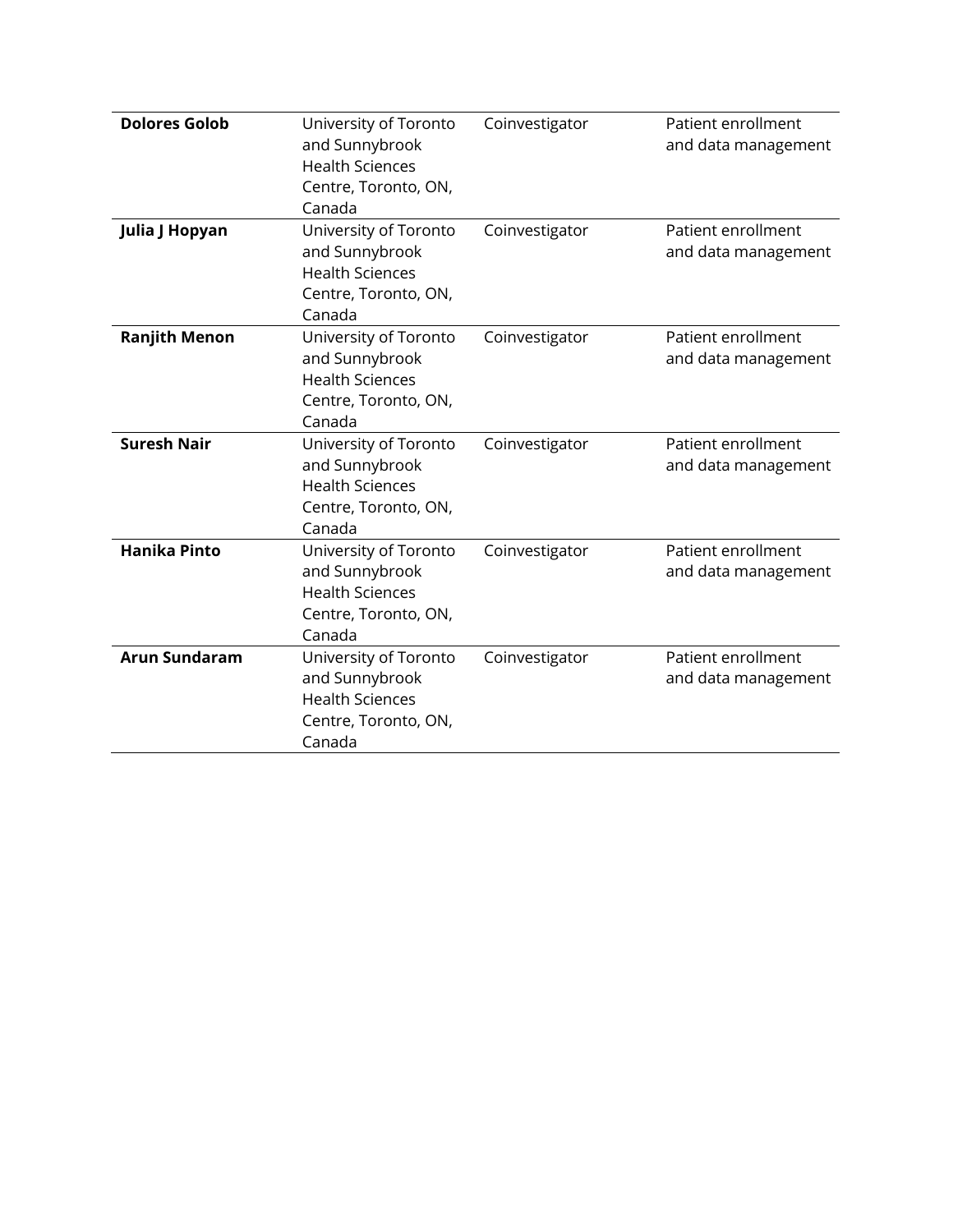| | | | |
|---|---|---|---|
| **Dolores Golob** | University of Toronto and Sunnybrook Health Sciences Centre, Toronto, ON, Canada | Coinvestigator | Patient enrollment and data management |
| **Julia J Hopyan** | University of Toronto and Sunnybrook Health Sciences Centre, Toronto, ON, Canada | Coinvestigator | Patient enrollment and data management |
| **Ranjith Menon** | University of Toronto and Sunnybrook Health Sciences Centre, Toronto, ON, Canada | Coinvestigator | Patient enrollment and data management |
| **Suresh Nair** | University of Toronto and Sunnybrook Health Sciences Centre, Toronto, ON, Canada | Coinvestigator | Patient enrollment and data management |
| **Hanika Pinto** | University of Toronto and Sunnybrook Health Sciences Centre, Toronto, ON, Canada | Coinvestigator | Patient enrollment and data management |
| **Arun Sundaram** | University of Toronto and Sunnybrook Health Sciences Centre, Toronto, ON, Canada | Coinvestigator | Patient enrollment and data management |